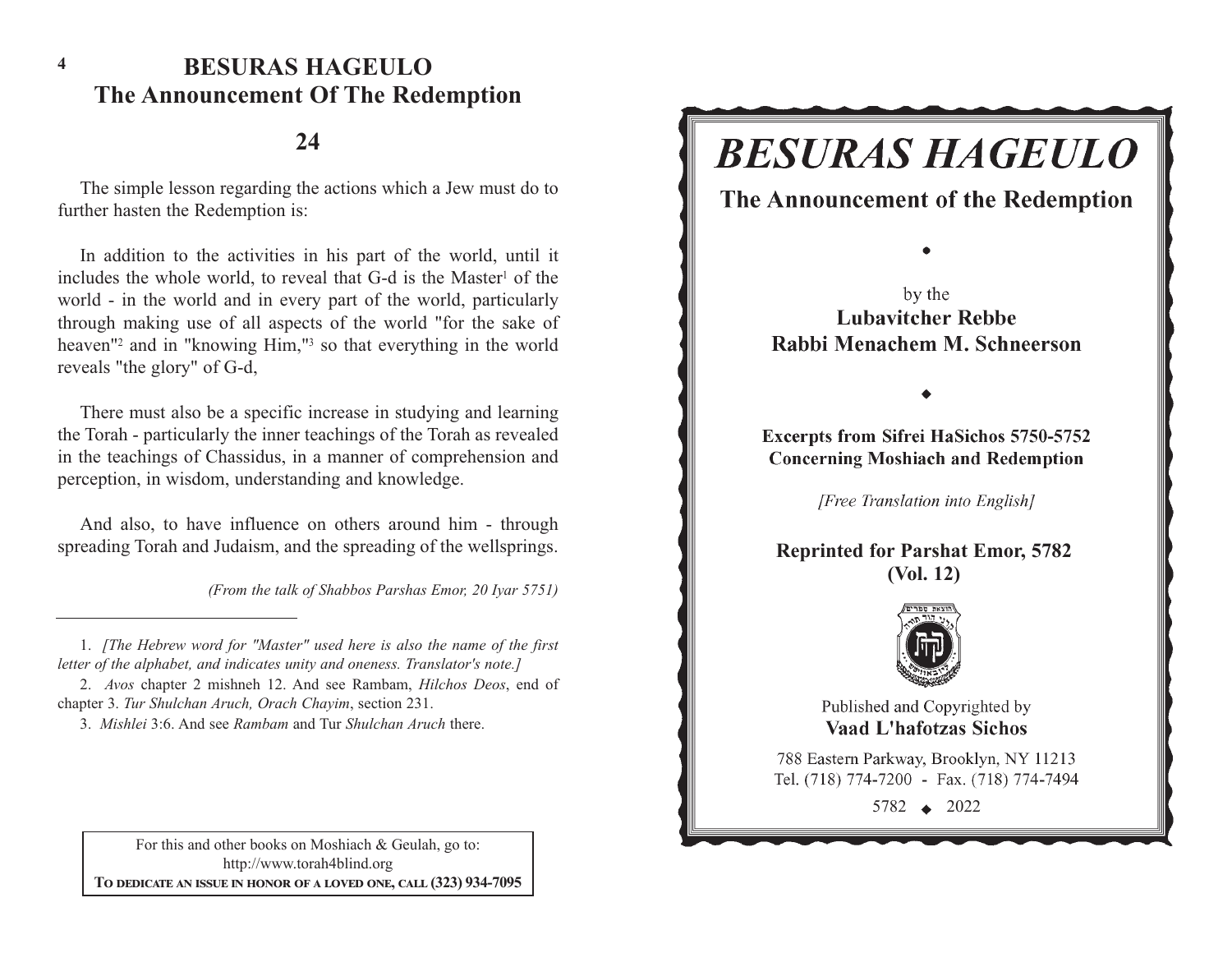# BESURAS HAGEULO
## The Announcement Of The Redemption

### 24

The simple lesson regarding the actions which a Jew must do to further hasten the Redemption is:

In addition to the activities in his part of the world, until it includes the whole world, to reveal that G-d is the Master[1] of the world - in the world and in every part of the world, particularly through making use of all aspects of the world "for the sake of heaven"[2] and in "knowing Him,"[3] so that everything in the world reveals "the glory" of G-d,

There must also be a specific increase in studying and learning the Torah - particularly the inner teachings of the Torah as revealed in the teachings of Chassidus, in a manner of comprehension and perception, in wisdom, understanding and knowledge.

And also, to have influence on others around him - through spreading Torah and Judaism, and the spreading of the wellsprings.

*(From the talk of Shabbos Parshas Emor, 20 Iyar 5751)*

---

1. *[The Hebrew word for "Master" used here is also the name of the first letter of the alphabet, and indicates unity and oneness. Translator's note.]*

2. *Avos* chapter 2 mishneh 12. And see Rambam, *Hilchos Deos*, end of chapter 3. *Tur Shulchan Aruch, Orach Chayim*, section 231.

3. *Mishlei* 3:6. And see *Rambam* and Tur *Shulchan Aruch* there.

For this and other books on Moshiach & Geulah, go to:
http://www.torah4blind.org
**TO DEDICATE AN ISSUE IN HONOR OF A LOVED ONE, CALL (323) 934-7095**

# *BESURAS HAGEULO*

## The Announcement of the Redemption

◆

by the
**Lubavitcher Rebbe**
**Rabbi Menachem M. Schneerson**

◆

**Excerpts from Sifrei HaSichos 5750-5752**
**Concerning Moshiach and Redemption**

*[Free Translation into English]*

**Reprinted for Parshat Emor, 5782**
**(Vol. 12)**

Published and Copyrighted by
**Vaad L'hafotzas Sichos**

788 Eastern Parkway, Brooklyn, NY 11213
Tel. (718) 774-7200 - Fax. (718) 774-7494

5782 ◆ 2022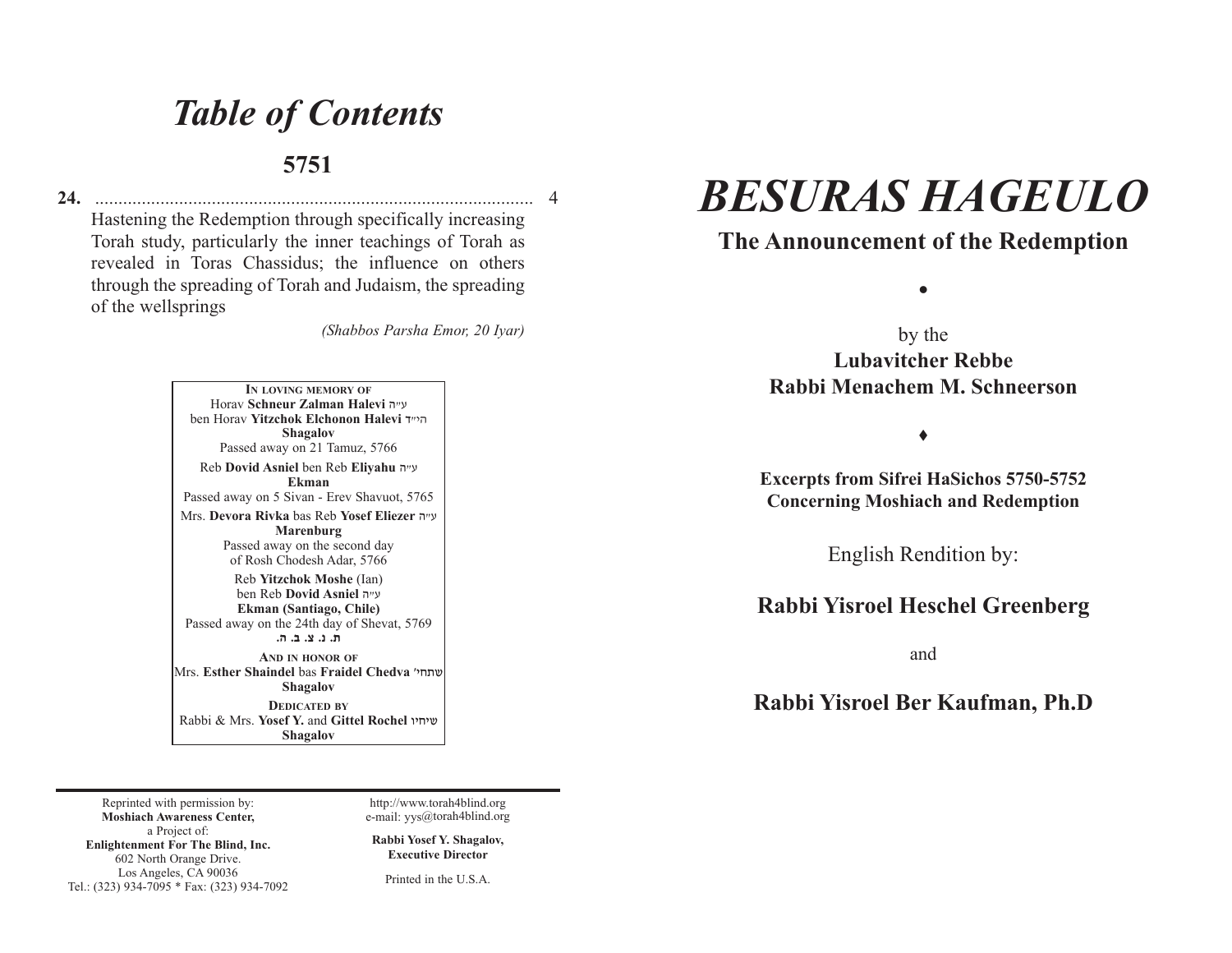# Table of Contents

## 5751

**24.** ................................................................................................ 4

Hastening the Redemption through specifically increasing Torah study, particularly the inner teachings of Torah as revealed in Toras Chassidus; the influence on others through the spreading of Torah and Judaism, the spreading of the wellsprings

*(Shabbos Parsha Emor, 20 Iyar)*

**In loving memory of**
Horav **Schneur Zalman Halevi** ע"ה
ben Horav **Yitzchok Elchonon Halevi** הי"ד
**Shagalov**
Passed away on 21 Tamuz, 5766

Reb **Dovid Asniel** ben Reb **Eliyahu** ע"ה
**Ekman**
Passed away on 5 Sivan - Erev Shavuot, 5765

Mrs. **Devora Rivka** bas Reb **Yosef Eliezer** ע"ה
**Marenburg**
Passed away on the second day
of Rosh Chodesh Adar, 5766

Reb **Yitzchok Moshe** (Ian)
ben Reb **Dovid Asniel** ע"ה
**Ekman (Santiago, Chile)**
Passed away on the 24th day of Shevat, 5769
**ת. נ. צ. ב. ה.**

**And in honor of**
Mrs. **Esther Shaindel** bas **Fraidel Chedva** שתחי'
**Shagalov**

**Dedicated by**
Rabbi & Mrs. **Yosef Y.** and **Gittel Rochel** שיחיו
**Shagalov**

Reprinted with permission by:
**Moshiach Awareness Center,**
a Project of:
**Enlightenment For The Blind, Inc.**
602 North Orange Drive.
Los Angeles, CA 90036
Tel.: (323) 934-7095 * Fax: (323) 934-7092

http://www.torah4blind.org
e-mail: yys@torah4blind.org

**Rabbi Yosef Y. Shagalov,**
**Executive Director**

Printed in the U.S.A.

# *BESURAS HAGEULO*

## The Announcement of the Redemption

•

by the
**Lubavitcher Rebbe**
**Rabbi Menachem M. Schneerson**

♦

**Excerpts from Sifrei HaSichos 5750-5752**
**Concerning Moshiach and Redemption**

English Rendition by:

**Rabbi Yisroel Heschel Greenberg**

and

**Rabbi Yisroel Ber Kaufman, Ph.D**